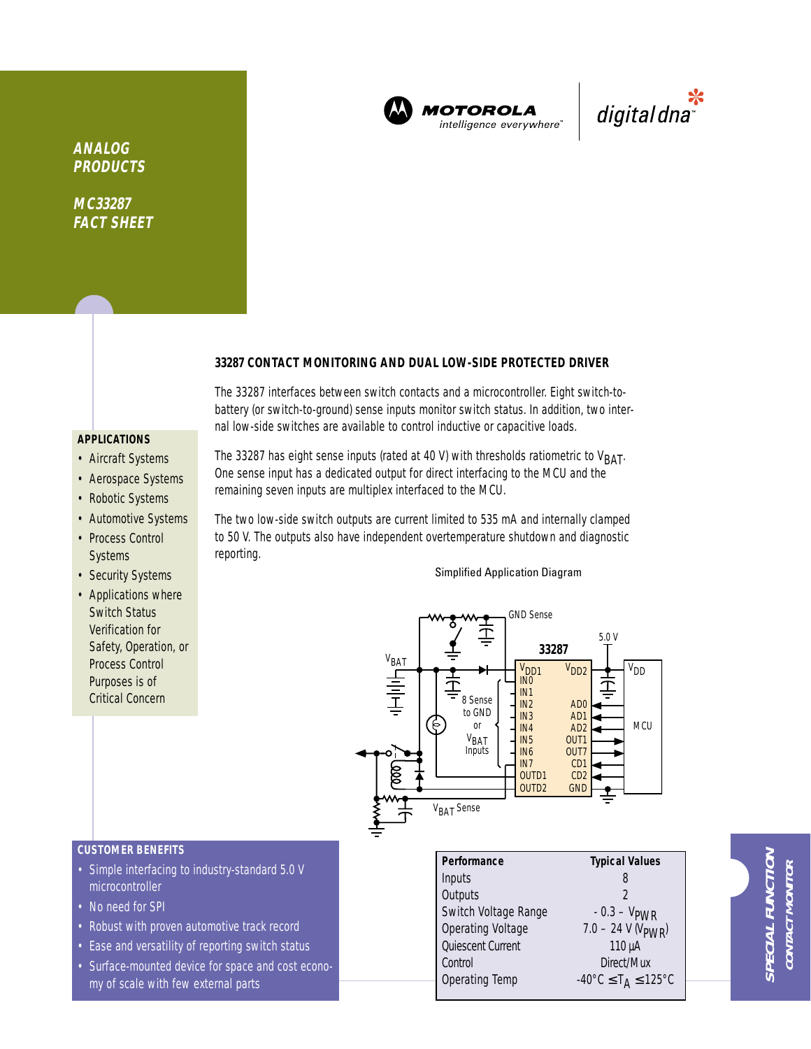**ANALOG PRODUCTS**

**MC33287 FACT SHEET**

## 33287 CONTACT MONITORING AND DUAL LOW-SIDE PROTECTED DRIVER

The 33287 interfaces between switch contacts and a microcontroller. Eight switch-to-battery (or switch-to-ground) sense inputs monitor switch status. In addition, two internal low-side switches are available to control inductive or capacitive loads.

The 33287 has eight sense inputs (rated at 40 V) with thresholds ratiometric to $V_{BAT}$. One sense input has a dedicated output for direct interfacing to the MCU and the remaining seven inputs are multiplex interfaced to the MCU.

The two low-side switch outputs are current limited to 535 mA and internally clamped to 50 V. The outputs also have independent overtemperature shutdown and diagnostic reporting.

### APPLICATIONS

- Aircraft Systems
- Aerospace Systems
- Robotic Systems
- Automotive Systems
- Process Control Systems
- Security Systems
- Applications where Switch Status Verification for Safety, Operation, or Process Control Purposes is of Critical Concern

Simplified Application Diagram

### CUSTOMER BENEFITS

- Simple interfacing to industry-standard 5.0 V microcontroller
- No need for SPI
- Robust with proven automotive track record
- Ease and versatility of reporting switch status
- Surface-mounted device for space and cost economy of scale with few external parts

| Performance | Typical Values |
|---|---|
| Inputs | 8 |
| Outputs | 2 |
| Switch Voltage Range | - 0.3 – $V_{PWR}$ |
| Operating Voltage | 7.0 – 24 V ($V_{PWR}$) |
| Quiescent Current | 110 µA |
| Control | Direct/Mux |
| Operating Temp | $-40°C \leq T_A \leq 125°C$ |

**SPECIAL FUNCTION**
**CONTACT MONITOR**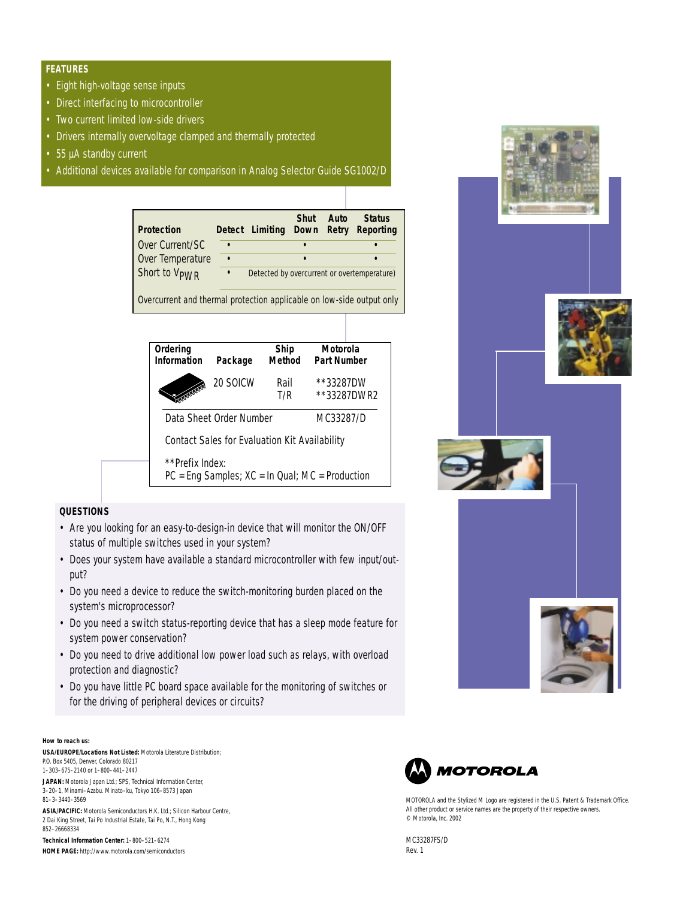## FEATURES

- Eight high-voltage sense inputs
- Direct interfacing to microcontroller
- Two current limited low-side drivers
- Drivers internally overvoltage clamped and thermally protected
- 55 µA standby current
- Additional devices available for comparison in Analog Selector Guide SG1002/D

| Protection | Detect | Limiting | Shut Down | Auto Retry | Status Reporting |
|---|---|---|---|---|---|
| Over Current/SC | • | | • | | • |
| Over Temperature | • | | • | | • |
| Short to $V_{PWR}$ | • | Detected by overcurrent or overtemperature) | | | |

Overcurrent and thermal protection applicable on low-side output only

| Ordering Information | Package | Ship Method | Motorola Part Number |
|---|---|---|---|
| | 20 SOICW | Rail | **33287DW |
| | | T/R | **33287DWR2 |

Data Sheet Order Number MC33287/D

Contact Sales for Evaluation Kit Availability

**Prefix Index:
PC = Eng Samples; XC = In Qual; MC = Production

## QUESTIONS

- Are you looking for an easy-to-design-in device that will monitor the ON/OFF status of multiple switches used in your system?
- Does your system have available a standard microcontroller with few input/output?
- Do you need a device to reduce the switch-monitoring burden placed on the system's microprocessor?
- Do you need a switch status-reporting device that has a sleep mode feature for system power conservation?
- Do you need to drive additional low power load such as relays, with overload protection and diagnostic?
- Do you have little PC board space available for the monitoring of switches or for the driving of peripheral devices or circuits?

**How to reach us:**

**USA/EUROPE/Locations Not Listed:** Motorola Literature Distribution; P.O. Box 5405, Denver, Colorado 80217
1–303–675–2140 or 1–800–441–2447

**JAPAN:** Motorola Japan Ltd.; SPS, Technical Information Center, 3–20–1, Minami–Azabu. Minato–ku, Tokyo 106–8573 Japan
81–3–3440–3569

**ASIA/PACIFIC:** Motorola Semiconductors H.K. Ltd.; Silicon Harbour Centre, 2 Dai King Street, Tai Po Industrial Estate, Tai Po, N.T., Hong Kong
852–26668334

**Technical Information Center:** 1–800–521–6274

**HOME PAGE:** http://www.motorola.com/semiconductors

MOTOROLA

MOTOROLA and the Stylized M Logo are registered in the U.S. Patent & Trademark Office. All other product or service names are the property of their respective owners.
© Motorola, Inc. 2002

MC33287FS/D
Rev. 1